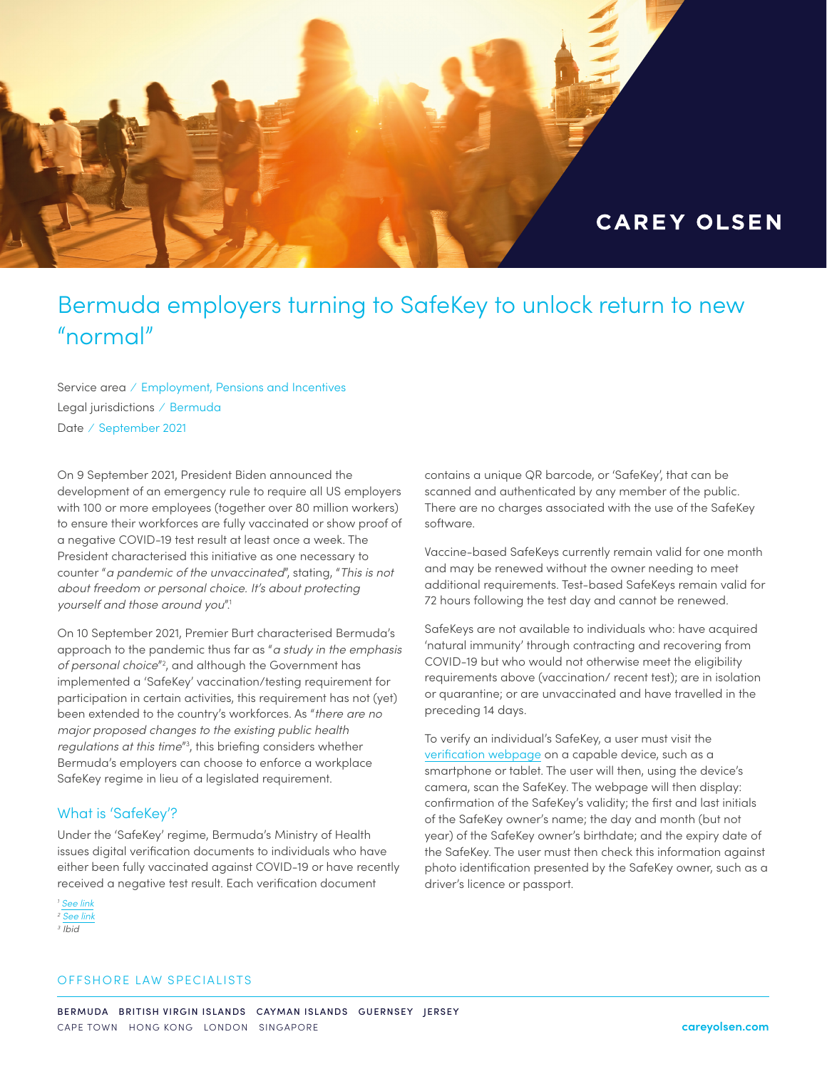# Bermuda employers turning to SafeKey to unlock return to new "normal"

Service area / Employment, Pensions and Incentives
Legal jurisdictions / Bermuda
Date / September 2021

On 9 September 2021, President Biden announced the development of an emergency rule to require all US employers with 100 or more employees (together over 80 million workers) to ensure their workforces are fully vaccinated or show proof of a negative COVID-19 test result at least once a week. The President characterised this initiative as one necessary to counter "*a pandemic of the unvaccinated*", stating, "*This is not about freedom or personal choice. It's about protecting yourself and those around you*".[1]

On 10 September 2021, Premier Burt characterised Bermuda's approach to the pandemic thus far as "*a study in the emphasis of personal choice*"[2], and although the Government has implemented a 'SafeKey' vaccination/testing requirement for participation in certain activities, this requirement has not (yet) been extended to the country's workforces. As "*there are no major proposed changes to the existing public health regulations at this time*"[3], this briefing considers whether Bermuda's employers can choose to enforce a workplace SafeKey regime in lieu of a legislated requirement.

## What is 'SafeKey'?

Under the 'SafeKey' regime, Bermuda's Ministry of Health issues digital verification documents to individuals who have either been fully vaccinated against COVID-19 or have recently received a negative test result. Each verification document contains a unique QR barcode, or 'SafeKey', that can be scanned and authenticated by any member of the public. There are no charges associated with the use of the SafeKey software.

Vaccine-based SafeKeys currently remain valid for one month and may be renewed without the owner needing to meet additional requirements. Test-based SafeKeys remain valid for 72 hours following the test day and cannot be renewed.

SafeKeys are not available to individuals who: have acquired 'natural immunity' through contracting and recovering from COVID-19 but who would not otherwise meet the eligibility requirements above (vaccination/ recent test); are in isolation or quarantine; or are unvaccinated and have travelled in the preceding 14 days.

To verify an individual's SafeKey, a user must visit the verification webpage on a capable device, such as a smartphone or tablet. The user will then, using the device's camera, scan the SafeKey. The webpage will then display: confirmation of the SafeKey's validity; the first and last initials of the SafeKey owner's name; the day and month (but not year) of the SafeKey owner's birthdate; and the expiry date of the SafeKey. The user must then check this information against photo identification presented by the SafeKey owner, such as a driver's licence or passport.

[1] *See link*
[2] *See link*
[3] *Ibid*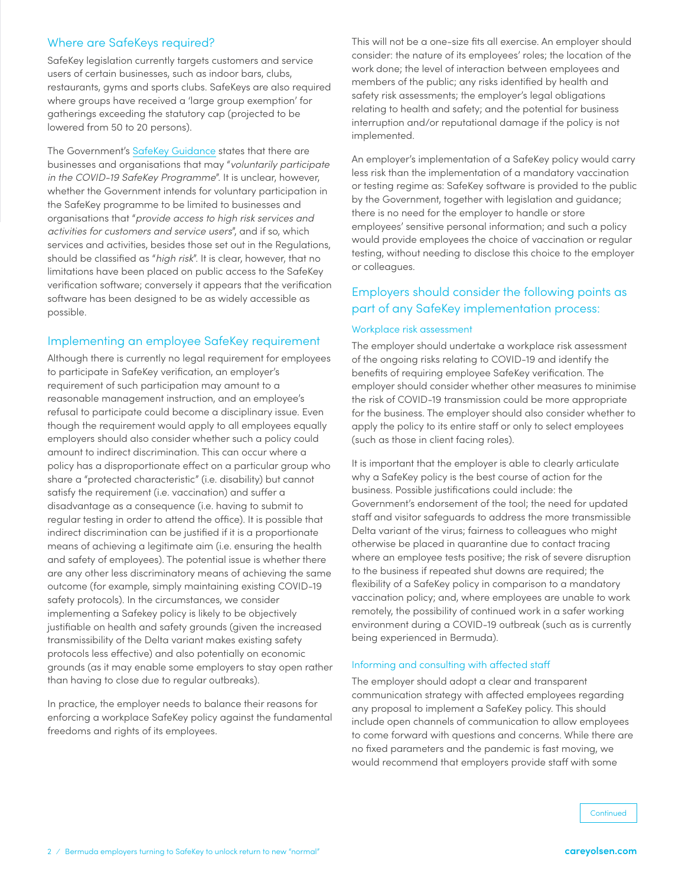## Where are SafeKeys required?

SafeKey legislation currently targets customers and service users of certain businesses, such as indoor bars, clubs, restaurants, gyms and sports clubs. SafeKeys are also required where groups have received a 'large group exemption' for gatherings exceeding the statutory cap (projected to be lowered from 50 to 20 persons).

The Government's [SafeKey Guidance] states that there are businesses and organisations that may "*voluntarily participate in the COVID-19 SafeKey Programme*". It is unclear, however, whether the Government intends for voluntary participation in the SafeKey programme to be limited to businesses and organisations that "*provide access to high risk services and activities for customers and service users*", and if so, which services and activities, besides those set out in the Regulations, should be classified as "*high risk*". It is clear, however, that no limitations have been placed on public access to the SafeKey verification software; conversely it appears that the verification software has been designed to be as widely accessible as possible.

## Implementing an employee SafeKey requirement

Although there is currently no legal requirement for employees to participate in SafeKey verification, an employer's requirement of such participation may amount to a reasonable management instruction, and an employee's refusal to participate could become a disciplinary issue. Even though the requirement would apply to all employees equally employers should also consider whether such a policy could amount to indirect discrimination. This can occur where a policy has a disproportionate effect on a particular group who share a "protected characteristic" (i.e. disability) but cannot satisfy the requirement (i.e. vaccination) and suffer a disadvantage as a consequence (i.e. having to submit to regular testing in order to attend the office). It is possible that indirect discrimination can be justified if it is a proportionate means of achieving a legitimate aim (i.e. ensuring the health and safety of employees). The potential issue is whether there are any other less discriminatory means of achieving the same outcome (for example, simply maintaining existing COVID-19 safety protocols). In the circumstances, we consider implementing a Safekey policy is likely to be objectively justifiable on health and safety grounds (given the increased transmissibility of the Delta variant makes existing safety protocols less effective) and also potentially on economic grounds (as it may enable some employers to stay open rather than having to close due to regular outbreaks).

In practice, the employer needs to balance their reasons for enforcing a workplace SafeKey policy against the fundamental freedoms and rights of its employees.

This will not be a one-size fits all exercise. An employer should consider: the nature of its employees' roles; the location of the work done; the level of interaction between employees and members of the public; any risks identified by health and safety risk assessments; the employer's legal obligations relating to health and safety; and the potential for business interruption and/or reputational damage if the policy is not implemented.

An employer's implementation of a SafeKey policy would carry less risk than the implementation of a mandatory vaccination or testing regime as: SafeKey software is provided to the public by the Government, together with legislation and guidance; there is no need for the employer to handle or store employees' sensitive personal information; and such a policy would provide employees the choice of vaccination or regular testing, without needing to disclose this choice to the employer or colleagues.

## Employers should consider the following points as part of any SafeKey implementation process:

### Workplace risk assessment

The employer should undertake a workplace risk assessment of the ongoing risks relating to COVID-19 and identify the benefits of requiring employee SafeKey verification. The employer should consider whether other measures to minimise the risk of COVID-19 transmission could be more appropriate for the business. The employer should also consider whether to apply the policy to its entire staff or only to select employees (such as those in client facing roles).

It is important that the employer is able to clearly articulate why a SafeKey policy is the best course of action for the business. Possible justifications could include: the Government's endorsement of the tool; the need for updated staff and visitor safeguards to address the more transmissible Delta variant of the virus; fairness to colleagues who might otherwise be placed in quarantine due to contact tracing where an employee tests positive; the risk of severe disruption to the business if repeated shut downs are required; the flexibility of a SafeKey policy in comparison to a mandatory vaccination policy; and, where employees are unable to work remotely, the possibility of continued work in a safer working environment during a COVID-19 outbreak (such as is currently being experienced in Bermuda).

### Informing and consulting with affected staff

The employer should adopt a clear and transparent communication strategy with affected employees regarding any proposal to implement a SafeKey policy. This should include open channels of communication to allow employees to come forward with questions and concerns. While there are no fixed parameters and the pandemic is fast moving, we would recommend that employers provide staff with some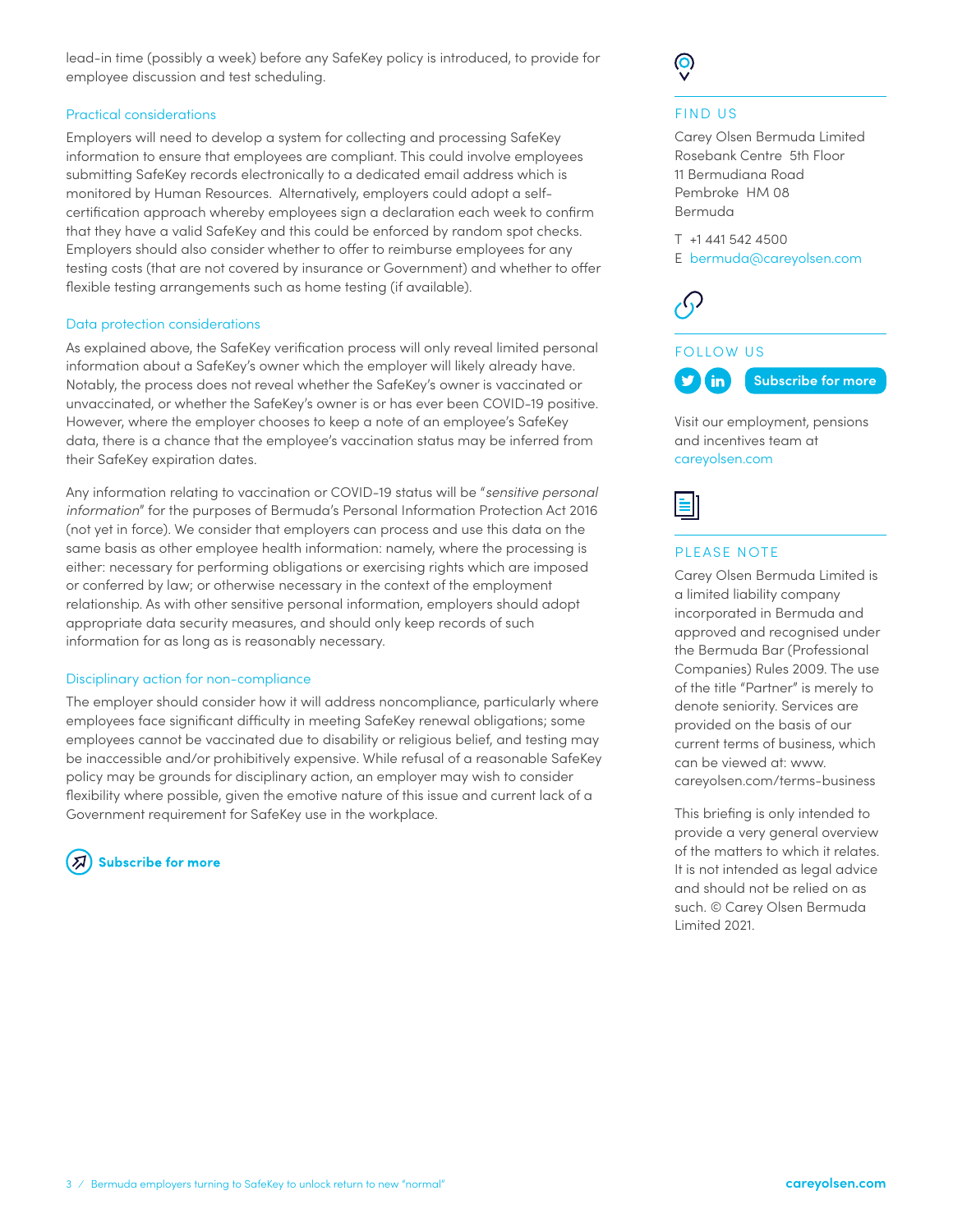lead-in time (possibly a week) before any SafeKey policy is introduced, to provide for employee discussion and test scheduling.

### Practical considerations

Employers will need to develop a system for collecting and processing SafeKey information to ensure that employees are compliant. This could involve employees submitting SafeKey records electronically to a dedicated email address which is monitored by Human Resources. Alternatively, employers could adopt a self-certification approach whereby employees sign a declaration each week to confirm that they have a valid SafeKey and this could be enforced by random spot checks. Employers should also consider whether to offer to reimburse employees for any testing costs (that are not covered by insurance or Government) and whether to offer flexible testing arrangements such as home testing (if available).

### Data protection considerations

As explained above, the SafeKey verification process will only reveal limited personal information about a SafeKey's owner which the employer will likely already have. Notably, the process does not reveal whether the SafeKey's owner is vaccinated or unvaccinated, or whether the SafeKey's owner is or has ever been COVID-19 positive. However, where the employer chooses to keep a note of an employee's SafeKey data, there is a chance that the employee's vaccination status may be inferred from their SafeKey expiration dates.

Any information relating to vaccination or COVID-19 status will be "*sensitive personal information*" for the purposes of Bermuda's Personal Information Protection Act 2016 (not yet in force). We consider that employers can process and use this data on the same basis as other employee health information: namely, where the processing is either: necessary for performing obligations or exercising rights which are imposed or conferred by law; or otherwise necessary in the context of the employment relationship. As with other sensitive personal information, employers should adopt appropriate data security measures, and should only keep records of such information for as long as is reasonably necessary.

### Disciplinary action for non-compliance

The employer should consider how it will address noncompliance, particularly where employees face significant difficulty in meeting SafeKey renewal obligations; some employees cannot be vaccinated due to disability or religious belief, and testing may be inaccessible and/or prohibitively expensive. While refusal of a reasonable SafeKey policy may be grounds for disciplinary action, an employer may wish to consider flexibility where possible, given the emotive nature of this issue and current lack of a Government requirement for SafeKey use in the workplace.

**Subscribe for more**

## FIND US

Carey Olsen Bermuda Limited
Rosebank Centre 5th Floor
11 Bermudiana Road
Pembroke HM 08
Bermuda

T +1 441 542 4500
E bermuda@careyolsen.com

## FOLLOW US

**Subscribe for more**

Visit our employment, pensions and incentives team at careyolsen.com

## PLEASE NOTE

Carey Olsen Bermuda Limited is a limited liability company incorporated in Bermuda and approved and recognised under the Bermuda Bar (Professional Companies) Rules 2009. The use of the title "Partner" is merely to denote seniority. Services are provided on the basis of our current terms of business, which can be viewed at: www.careyolsen.com/terms-business

This briefing is only intended to provide a very general overview of the matters to which it relates. It is not intended as legal advice and should not be relied on as such. © Carey Olsen Bermuda Limited 2021.